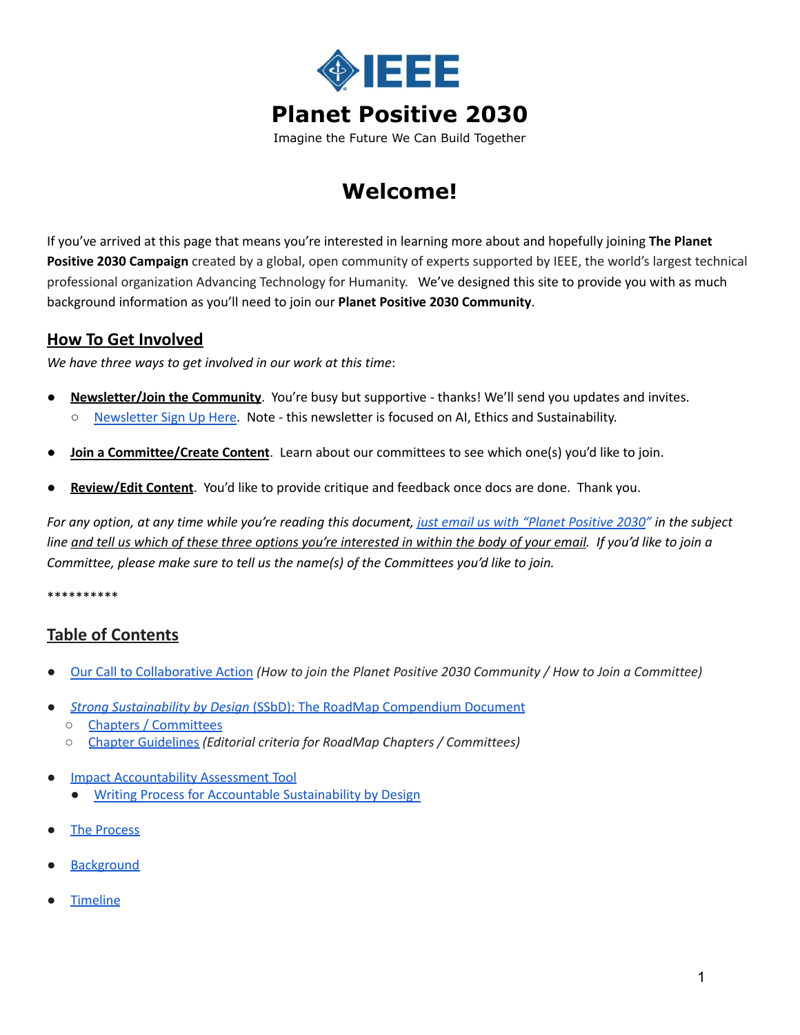# Planet Positive 2030

Imagine the Future We Can Build Together

## Welcome!

If you've arrived at this page that means you're interested in learning more about and hopefully joining **The Planet Positive 2030 Campaign** created by a global, open community of experts supported by IEEE, the world's largest technical professional organization Advancing Technology for Humanity. We've designed this site to provide you with as much background information as you'll need to join our **Planet Positive 2030 Community**.

### How To Get Involved

*We have three ways to get involved in our work at this time*:

- **Newsletter/Join the Community**. You're busy but supportive - thanks! We'll send you updates and invites.
  - Newsletter Sign Up Here. Note - this newsletter is focused on AI, Ethics and Sustainability.
- **Join a Committee/Create Content**. Learn about our committees to see which one(s) you'd like to join.
- **Review/Edit Content**. You'd like to provide critique and feedback once docs are done. Thank you.

*For any option, at any time while you're reading this document, just email us with "Planet Positive 2030" in the subject line and tell us which of these three options you're interested in within the body of your email. If you'd like to join a Committee, please make sure to tell us the name(s) of the Committees you'd like to join.*

**********

### Table of Contents

- Our Call to Collaborative Action *(How to join the Planet Positive 2030 Community / How to Join a Committee)*
- *Strong Sustainability by Design* (SSbD): The RoadMap Compendium Document
  - Chapters / Committees
  - Chapter Guidelines *(Editorial criteria for RoadMap Chapters / Committees)*
- Impact Accountability Assessment Tool
  - Writing Process for Accountable Sustainability by Design
- The Process
- Background
- Timeline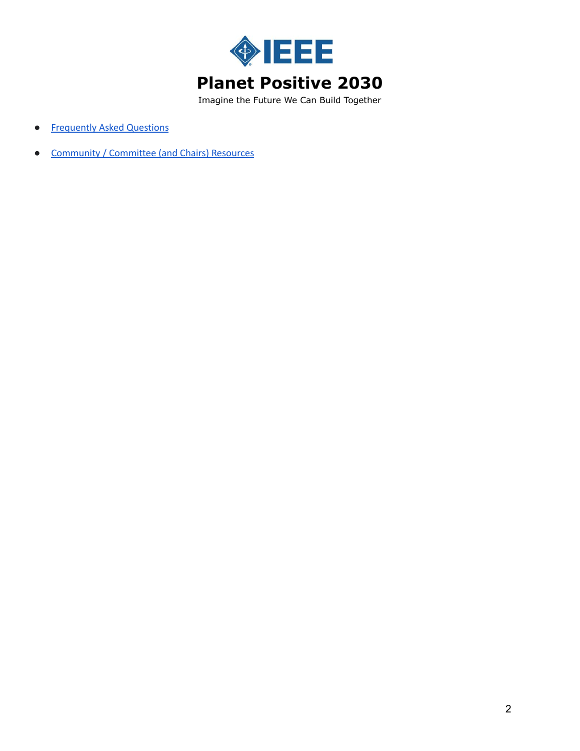IEEE

# Planet Positive 2030

Imagine the Future We Can Build Together

- Frequently Asked Questions
- Community / Committee (and Chairs) Resources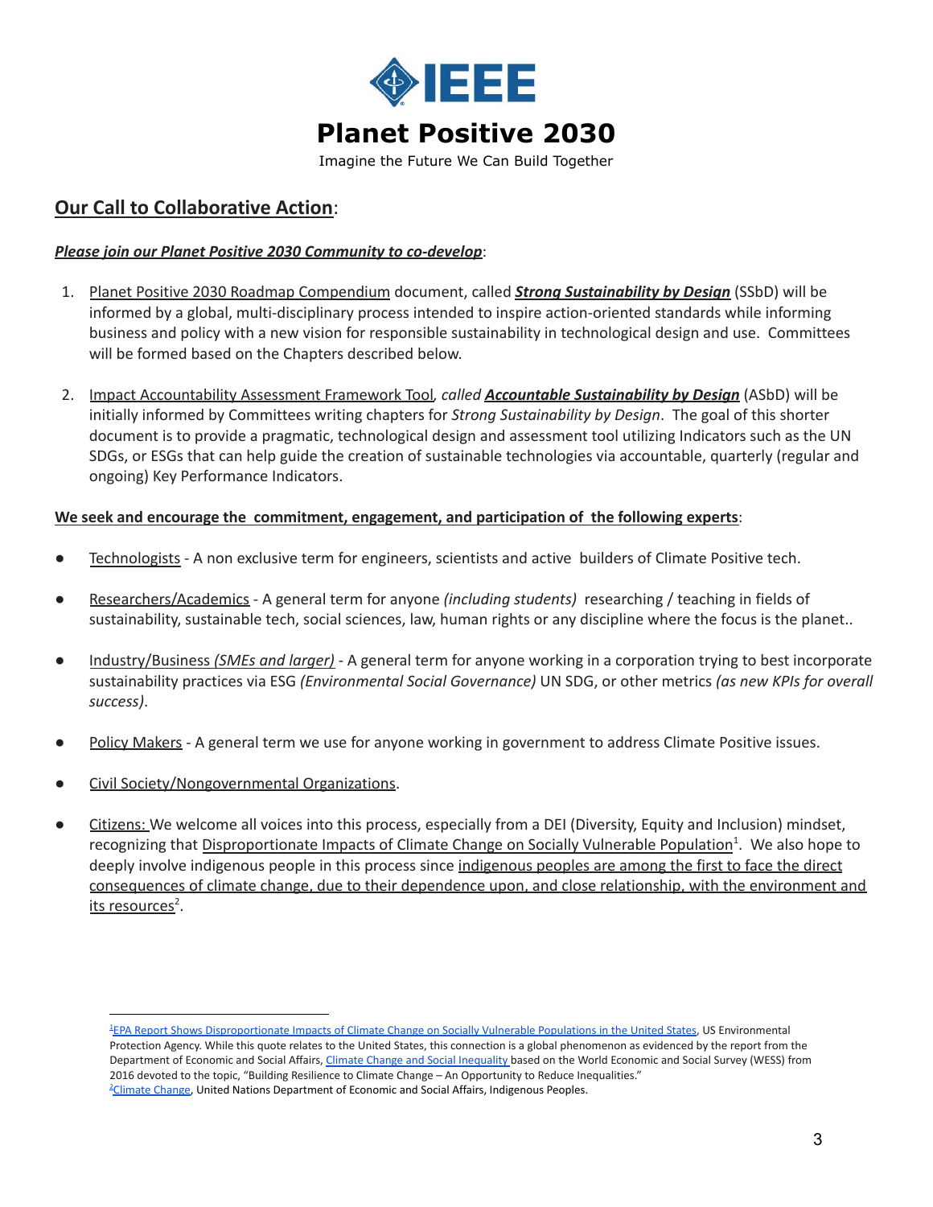# Planet Positive 2030

Imagine the Future We Can Build Together

## Our Call to Collaborative Action:

***Please join our Planet Positive 2030 Community to co-develop:***

1. Planet Positive 2030 Roadmap Compendium document, called ***Strong Sustainability by Design*** (SSbD) will be informed by a global, multi-disciplinary process intended to inspire action-oriented standards while informing business and policy with a new vision for responsible sustainability in technological design and use. Committees will be formed based on the Chapters described below.

2. Impact Accountability Assessment Framework Tool, *called* ***Accountable Sustainability by Design*** (ASbD) will be initially informed by Committees writing chapters for *Strong Sustainability by Design*. The goal of this shorter document is to provide a pragmatic, technological design and assessment tool utilizing Indicators such as the UN SDGs, or ESGs that can help guide the creation of sustainable technologies via accountable, quarterly (regular and ongoing) Key Performance Indicators.

**We seek and encourage the commitment, engagement, and participation of the following experts:**

- Technologists - A non exclusive term for engineers, scientists and active builders of Climate Positive tech.
- Researchers/Academics - A general term for anyone *(including students)* researching / teaching in fields of sustainability, sustainable tech, social sciences, law, human rights or any discipline where the focus is the planet..
- Industry/Business *(SMEs and larger)* - A general term for anyone working in a corporation trying to best incorporate sustainability practices via ESG *(Environmental Social Governance)* UN SDG, or other metrics *(as new KPIs for overall success)*.
- Policy Makers - A general term we use for anyone working in government to address Climate Positive issues.
- Civil Society/Nongovernmental Organizations.
- Citizens: We welcome all voices into this process, especially from a DEI (Diversity, Equity and Inclusion) mindset, recognizing that Disproportionate Impacts of Climate Change on Socially Vulnerable Population[1]. We also hope to deeply involve indigenous people in this process since indigenous peoples are among the first to face the direct consequences of climate change, due to their dependence upon, and close relationship, with the environment and its resources[2].

---

[1] EPA Report Shows Disproportionate Impacts of Climate Change on Socially Vulnerable Populations in the United States, US Environmental Protection Agency. While this quote relates to the United States, this connection is a global phenomenon as evidenced by the report from the Department of Economic and Social Affairs, Climate Change and Social Inequality based on the World Economic and Social Survey (WESS) from 2016 devoted to the topic, "Building Resilience to Climate Change – An Opportunity to Reduce Inequalities."

[2] Climate Change, United Nations Department of Economic and Social Affairs, Indigenous Peoples.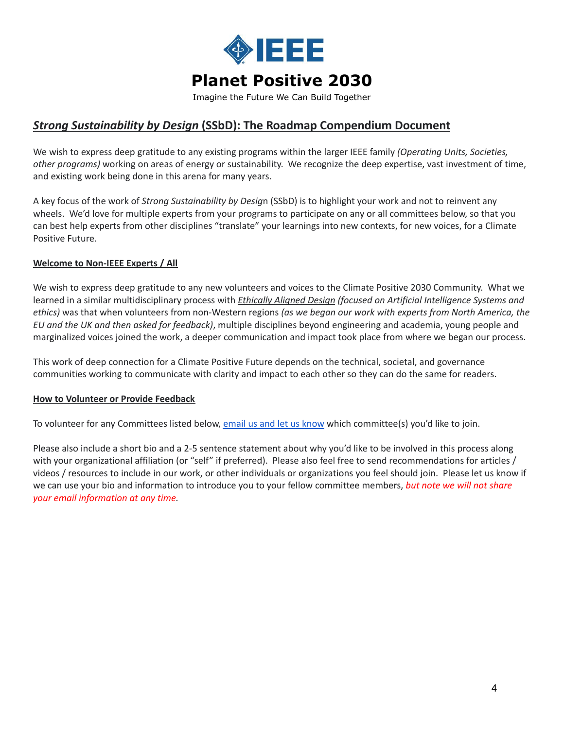# Planet Positive 2030

Imagine the Future We Can Build Together

## ***Strong Sustainability by Design*** **(SSbD): The Roadmap Compendium Document**

We wish to express deep gratitude to any existing programs within the larger IEEE family *(Operating Units, Societies, other programs)* working on areas of energy or sustainability. We recognize the deep expertise, vast investment of time, and existing work being done in this arena for many years.

A key focus of the work of *Strong Sustainability by Design* (SSbD) is to highlight your work and not to reinvent any wheels. We'd love for multiple experts from your programs to participate on any or all committees below, so that you can best help experts from other disciplines "translate" your learnings into new contexts, for new voices, for a Climate Positive Future.

### **Welcome to Non-IEEE Experts / All**

We wish to express deep gratitude to any new volunteers and voices to the Climate Positive 2030 Community. What we learned in a similar multidisciplinary process with *Ethically Aligned Design (focused on Artificial Intelligence Systems and ethics)* was that when volunteers from non-Western regions *(as we began our work with experts from North America, the EU and the UK and then asked for feedback)*, multiple disciplines beyond engineering and academia, young people and marginalized voices joined the work, a deeper communication and impact took place from where we began our process.

This work of deep connection for a Climate Positive Future depends on the technical, societal, and governance communities working to communicate with clarity and impact to each other so they can do the same for readers.

### **How to Volunteer or Provide Feedback**

To volunteer for any Committees listed below, email us and let us know which committee(s) you'd like to join.

Please also include a short bio and a 2-5 sentence statement about why you'd like to be involved in this process along with your organizational affiliation (or "self" if preferred). Please also feel free to send recommendations for articles / videos / resources to include in our work, or other individuals or organizations you feel should join. Please let us know if we can use your bio and information to introduce you to your fellow committee members, *but note we will not share your email information at any time.*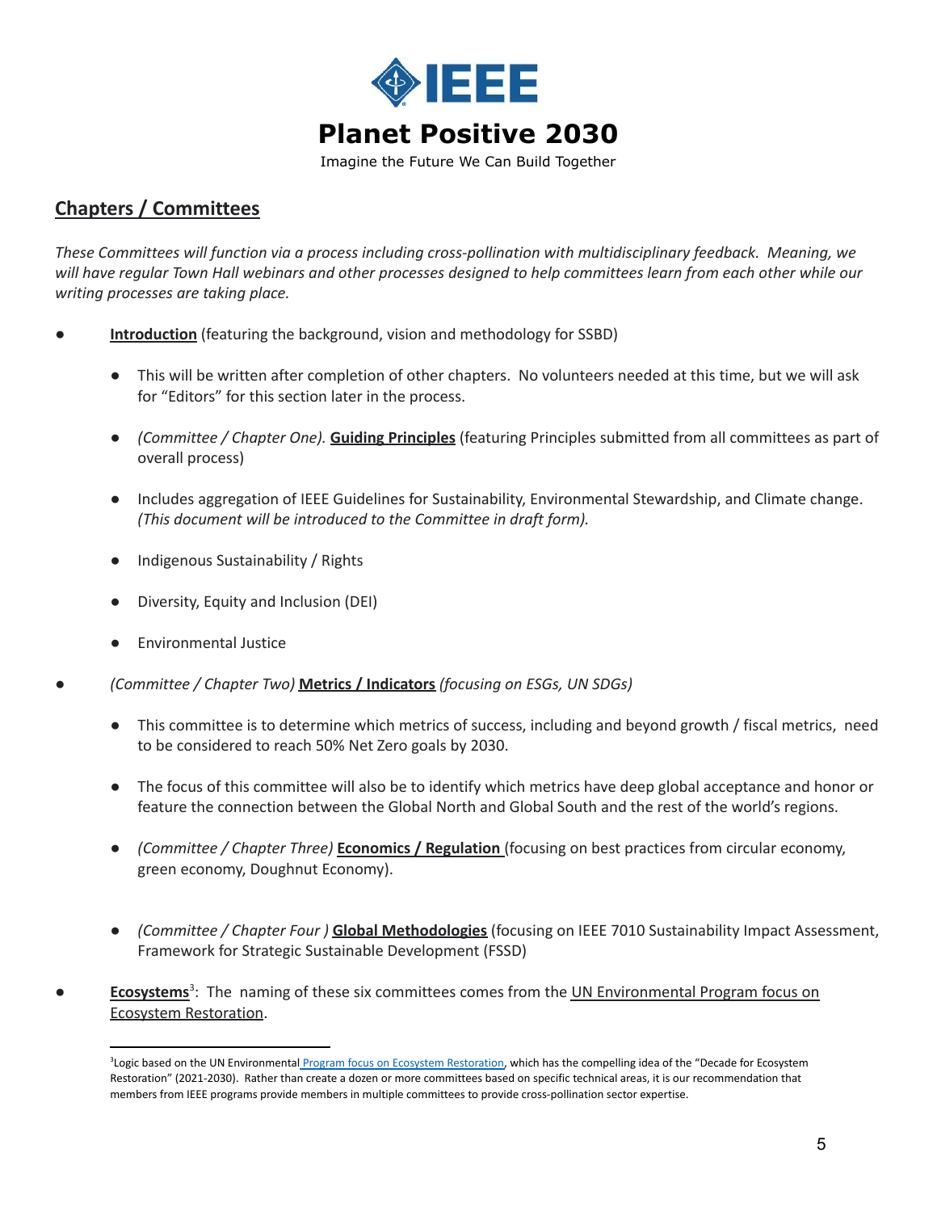**IEEE**

# Planet Positive 2030

Imagine the Future We Can Build Together

## Chapters / Committees

*These Committees will function via a process including cross-pollination with multidisciplinary feedback. Meaning, we will have regular Town Hall webinars and other processes designed to help committees learn from each other while our writing processes are taking place.*

- **Introduction** (featuring the background, vision and methodology for SSBD)
    - This will be written after completion of other chapters. No volunteers needed at this time, but we will ask for "Editors" for this section later in the process.
    - *(Committee / Chapter One).* **Guiding Principles** (featuring Principles submitted from all committees as part of overall process)
    - Includes aggregation of IEEE Guidelines for Sustainability, Environmental Stewardship, and Climate change. *(This document will be introduced to the Committee in draft form).*
    - Indigenous Sustainability / Rights
    - Diversity, Equity and Inclusion (DEI)
    - Environmental Justice
- *(Committee / Chapter Two)* **Metrics / Indicators** *(focusing on ESGs, UN SDGs)*
    - This committee is to determine which metrics of success, including and beyond growth / fiscal metrics, need to be considered to reach 50% Net Zero goals by 2030.
    - The focus of this committee will also be to identify which metrics have deep global acceptance and honor or feature the connection between the Global North and Global South and the rest of the world's regions.
    - *(Committee / Chapter Three)* **Economics / Regulation** (focusing on best practices from circular economy, green economy, Doughnut Economy).
    - *(Committee / Chapter Four )* **Global Methodologies** (focusing on IEEE 7010 Sustainability Impact Assessment, Framework for Strategic Sustainable Development (FSSD)
- **Ecosystems**[3]: The naming of these six committees comes from the UN Environmental Program focus on Ecosystem Restoration.

---

[3]Logic based on the UN Environmental Program focus on Ecosystem Restoration, which has the compelling idea of the "Decade for Ecosystem Restoration" (2021-2030). Rather than create a dozen or more committees based on specific technical areas, it is our recommendation that members from IEEE programs provide members in multiple committees to provide cross-pollination sector expertise.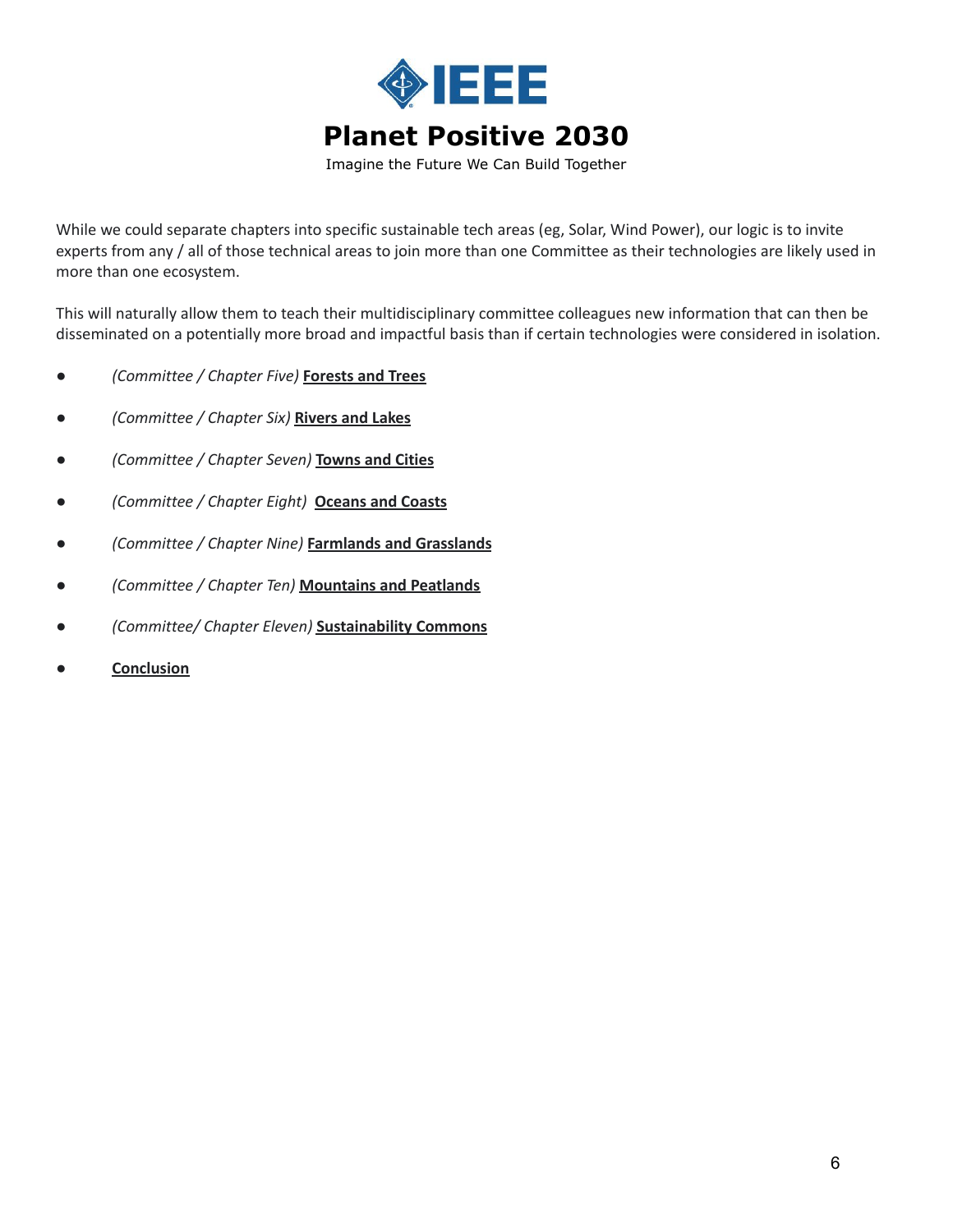IEEE

# Planet Positive 2030

Imagine the Future We Can Build Together

While we could separate chapters into specific sustainable tech areas (eg, Solar, Wind Power), our logic is to invite experts from any / all of those technical areas to join more than one Committee as their technologies are likely used in more than one ecosystem.

This will naturally allow them to teach their multidisciplinary committee colleagues new information that can then be disseminated on a potentially more broad and impactful basis than if certain technologies were considered in isolation.

- *(Committee / Chapter Five)* **Forests and Trees**
- *(Committee / Chapter Six)* **Rivers and Lakes**
- *(Committee / Chapter Seven)* **Towns and Cities**
- *(Committee / Chapter Eight)* **Oceans and Coasts**
- *(Committee / Chapter Nine)* **Farmlands and Grasslands**
- *(Committee / Chapter Ten)* **Mountains and Peatlands**
- *(Committee/ Chapter Eleven)* **Sustainability Commons**
- **Conclusion**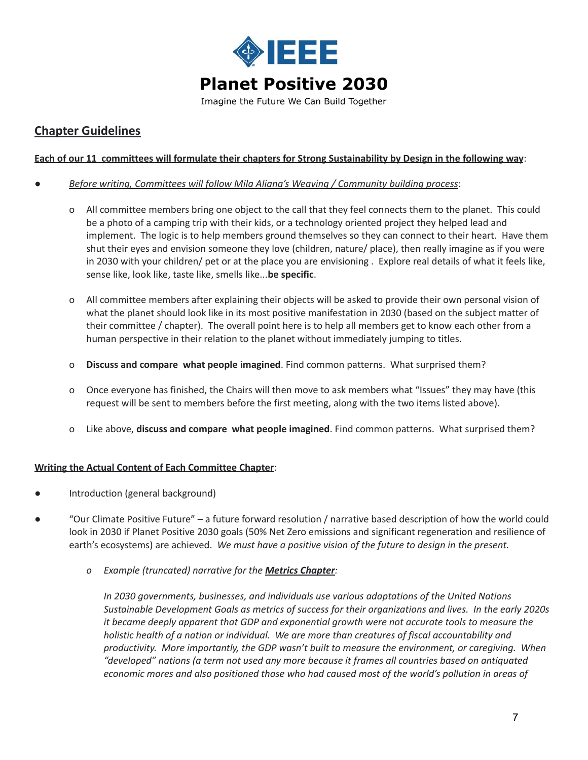# Planet Positive 2030

Imagine the Future We Can Build Together

## Chapter Guidelines

**Each of our 11 committees will formulate their chapters for Strong Sustainability by Design in the following way**:

- *Before writing, Committees will follow Mila Aliana's Weaving / Community building process*:
  - All committee members bring one object to the call that they feel connects them to the planet. This could be a photo of a camping trip with their kids, or a technology oriented project they helped lead and implement. The logic is to help members ground themselves so they can connect to their heart. Have them shut their eyes and envision someone they love (children, nature/ place), then really imagine as if you were in 2030 with your children/ pet or at the place you are envisioning . Explore real details of what it feels like, sense like, look like, taste like, smells like...**be specific**.
  - All committee members after explaining their objects will be asked to provide their own personal vision of what the planet should look like in its most positive manifestation in 2030 (based on the subject matter of their committee / chapter). The overall point here is to help all members get to know each other from a human perspective in their relation to the planet without immediately jumping to titles.
  - **Discuss and compare what people imagined**. Find common patterns. What surprised them?
  - Once everyone has finished, the Chairs will then move to ask members what "Issues" they may have (this request will be sent to members before the first meeting, along with the two items listed above).
  - Like above, **discuss and compare what people imagined**. Find common patterns. What surprised them?

**Writing the Actual Content of Each Committee Chapter**:

- Introduction (general background)
- "Our Climate Positive Future" – a future forward resolution / narrative based description of how the world could look in 2030 if Planet Positive 2030 goals (50% Net Zero emissions and significant regeneration and resilience of earth's ecosystems) are achieved. *We must have a positive vision of the future to design in the present.*
  - *Example (truncated) narrative for the **Metrics Chapter**:*

    *In 2030 governments, businesses, and individuals use various adaptations of the United Nations Sustainable Development Goals as metrics of success for their organizations and lives. In the early 2020s it became deeply apparent that GDP and exponential growth were not accurate tools to measure the holistic health of a nation or individual. We are more than creatures of fiscal accountability and productivity. More importantly, the GDP wasn't built to measure the environment, or caregiving. When "developed" nations (a term not used any more because it frames all countries based on antiquated economic mores and also positioned those who had caused most of the world's pollution in areas of*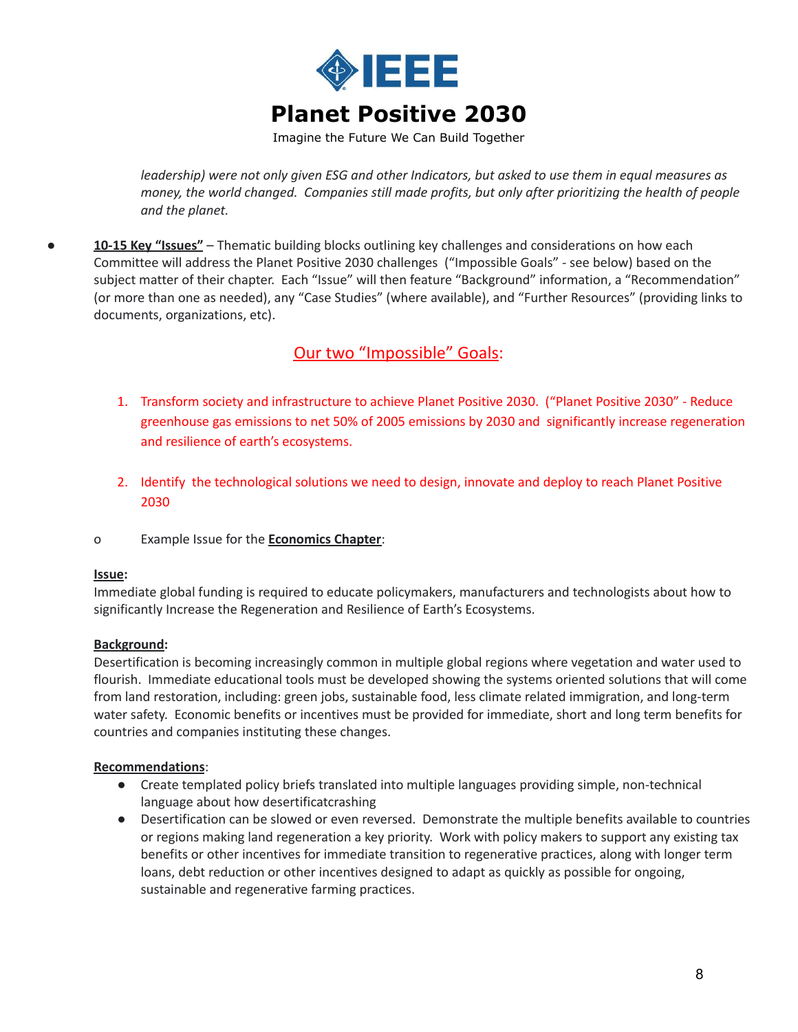*leadership) were not only given ESG and other Indicators, but asked to use them in equal measures as money, the world changed. Companies still made profits, but only after prioritizing the health of people and the planet.*

- **10-15 Key "Issues"** – Thematic building blocks outlining key challenges and considerations on how each Committee will address the Planet Positive 2030 challenges ("Impossible Goals" - see below) based on the subject matter of their chapter. Each "Issue" will then feature "Background" information, a "Recommendation" (or more than one as needed), any "Case Studies" (where available), and "Further Resources" (providing links to documents, organizations, etc).

## Our two "Impossible" Goals:

1. Transform society and infrastructure to achieve Planet Positive 2030. ("Planet Positive 2030" - Reduce greenhouse gas emissions to net 50% of 2005 emissions by 2030 and significantly increase regeneration and resilience of earth's ecosystems.

2. Identify the technological solutions we need to design, innovate and deploy to reach Planet Positive 2030

o Example Issue for the **Economics Chapter**:

**Issue:**
Immediate global funding is required to educate policymakers, manufacturers and technologists about how to significantly Increase the Regeneration and Resilience of Earth's Ecosystems.

**Background:**
Desertification is becoming increasingly common in multiple global regions where vegetation and water used to flourish. Immediate educational tools must be developed showing the systems oriented solutions that will come from land restoration, including: green jobs, sustainable food, less climate related immigration, and long-term water safety. Economic benefits or incentives must be provided for immediate, short and long term benefits for countries and companies instituting these changes.

**Recommendations**:
- Create templated policy briefs translated into multiple languages providing simple, non-technical language about how desertificatcrashing
- Desertification can be slowed or even reversed. Demonstrate the multiple benefits available to countries or regions making land regeneration a key priority. Work with policy makers to support any existing tax benefits or other incentives for immediate transition to regenerative practices, along with longer term loans, debt reduction or other incentives designed to adapt as quickly as possible for ongoing, sustainable and regenerative farming practices.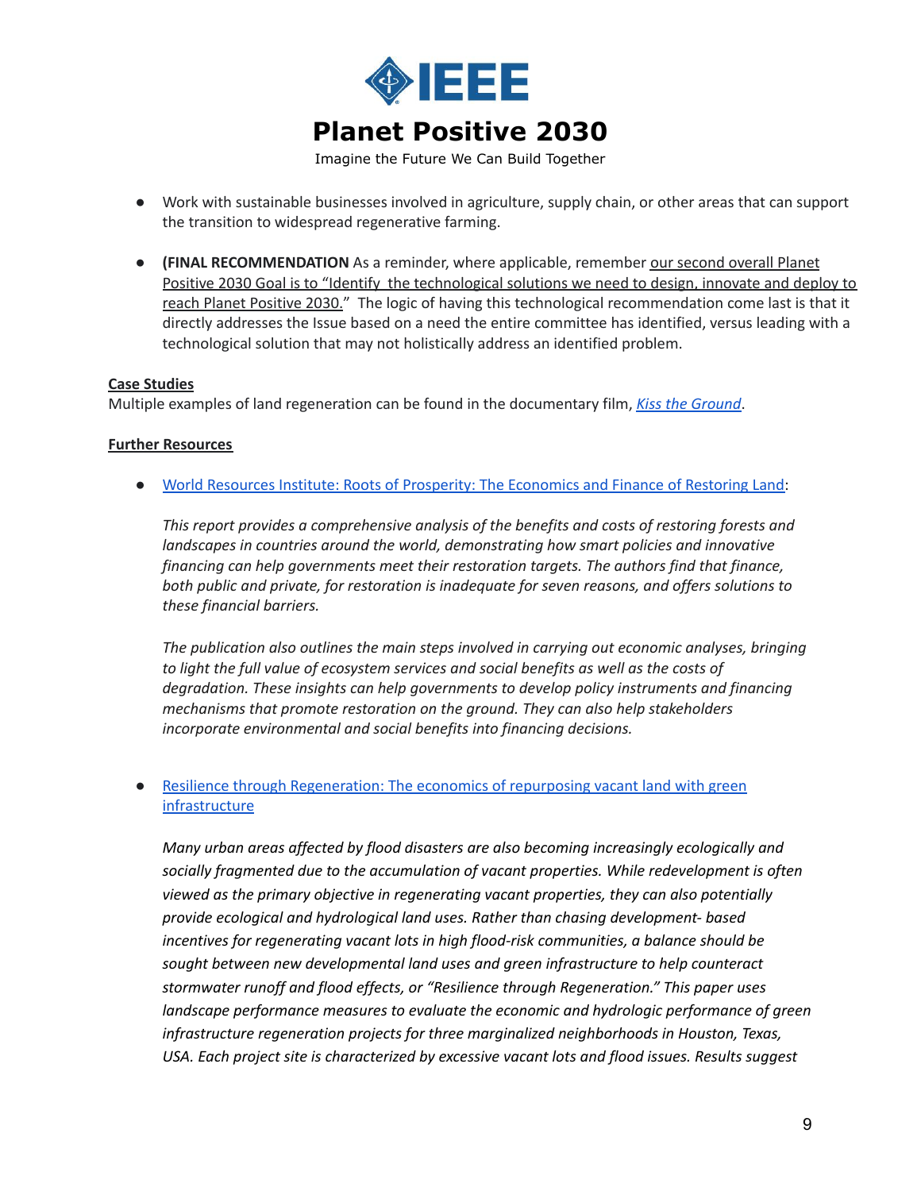- Work with sustainable businesses involved in agriculture, supply chain, or other areas that can support the transition to widespread regenerative farming.

- **(FINAL RECOMMENDATION** As a reminder, where applicable, remember our second overall Planet Positive 2030 Goal is to "Identify the technological solutions we need to design, innovate and deploy to reach Planet Positive 2030." The logic of having this technological recommendation come last is that it directly addresses the Issue based on a need the entire committee has identified, versus leading with a technological solution that may not holistically address an identified problem.

**Case Studies**

Multiple examples of land regeneration can be found in the documentary film, *Kiss the Ground*.

**Further Resources**

- World Resources Institute: Roots of Prosperity: The Economics and Finance of Restoring Land:

  *This report provides a comprehensive analysis of the benefits and costs of restoring forests and landscapes in countries around the world, demonstrating how smart policies and innovative financing can help governments meet their restoration targets. The authors find that finance, both public and private, for restoration is inadequate for seven reasons, and offers solutions to these financial barriers.*

  *The publication also outlines the main steps involved in carrying out economic analyses, bringing to light the full value of ecosystem services and social benefits as well as the costs of degradation. These insights can help governments to develop policy instruments and financing mechanisms that promote restoration on the ground. They can also help stakeholders incorporate environmental and social benefits into financing decisions.*

- Resilience through Regeneration: The economics of repurposing vacant land with green infrastructure

  *Many urban areas affected by flood disasters are also becoming increasingly ecologically and socially fragmented due to the accumulation of vacant properties. While redevelopment is often viewed as the primary objective in regenerating vacant properties, they can also potentially provide ecological and hydrological land uses. Rather than chasing development- based incentives for regenerating vacant lots in high flood-risk communities, a balance should be sought between new developmental land uses and green infrastructure to help counteract stormwater runoff and flood effects, or "Resilience through Regeneration." This paper uses landscape performance measures to evaluate the economic and hydrologic performance of green infrastructure regeneration projects for three marginalized neighborhoods in Houston, Texas, USA. Each project site is characterized by excessive vacant lots and flood issues. Results suggest*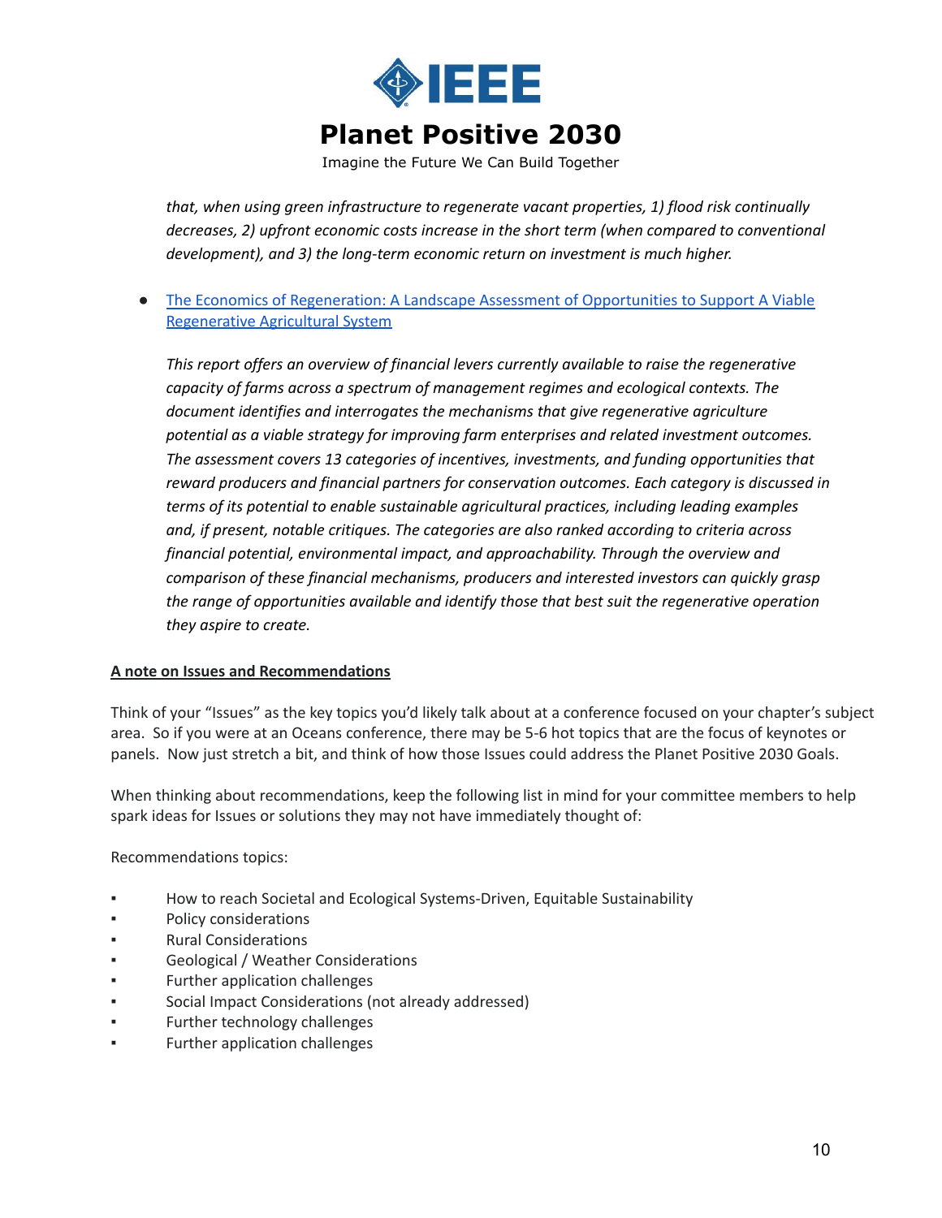*that, when using green infrastructure to regenerate vacant properties, 1) flood risk continually decreases, 2) upfront economic costs increase in the short term (when compared to conventional development), and 3) the long-term economic return on investment is much higher.*

- The Economics of Regeneration: A Landscape Assessment of Opportunities to Support A Viable Regenerative Agricultural System

  *This report offers an overview of financial levers currently available to raise the regenerative capacity of farms across a spectrum of management regimes and ecological contexts. The document identifies and interrogates the mechanisms that give regenerative agriculture potential as a viable strategy for improving farm enterprises and related investment outcomes. The assessment covers 13 categories of incentives, investments, and funding opportunities that reward producers and financial partners for conservation outcomes. Each category is discussed in terms of its potential to enable sustainable agricultural practices, including leading examples and, if present, notable critiques. The categories are also ranked according to criteria across financial potential, environmental impact, and approachability. Through the overview and comparison of these financial mechanisms, producers and interested investors can quickly grasp the range of opportunities available and identify those that best suit the regenerative operation they aspire to create.*

**A note on Issues and Recommendations**

Think of your "Issues" as the key topics you'd likely talk about at a conference focused on your chapter's subject area. So if you were at an Oceans conference, there may be 5-6 hot topics that are the focus of keynotes or panels. Now just stretch a bit, and think of how those Issues could address the Planet Positive 2030 Goals.

When thinking about recommendations, keep the following list in mind for your committee members to help spark ideas for Issues or solutions they may not have immediately thought of:

Recommendations topics:

- How to reach Societal and Ecological Systems-Driven, Equitable Sustainability
- Policy considerations
- Rural Considerations
- Geological / Weather Considerations
- Further application challenges
- Social Impact Considerations (not already addressed)
- Further technology challenges
- Further application challenges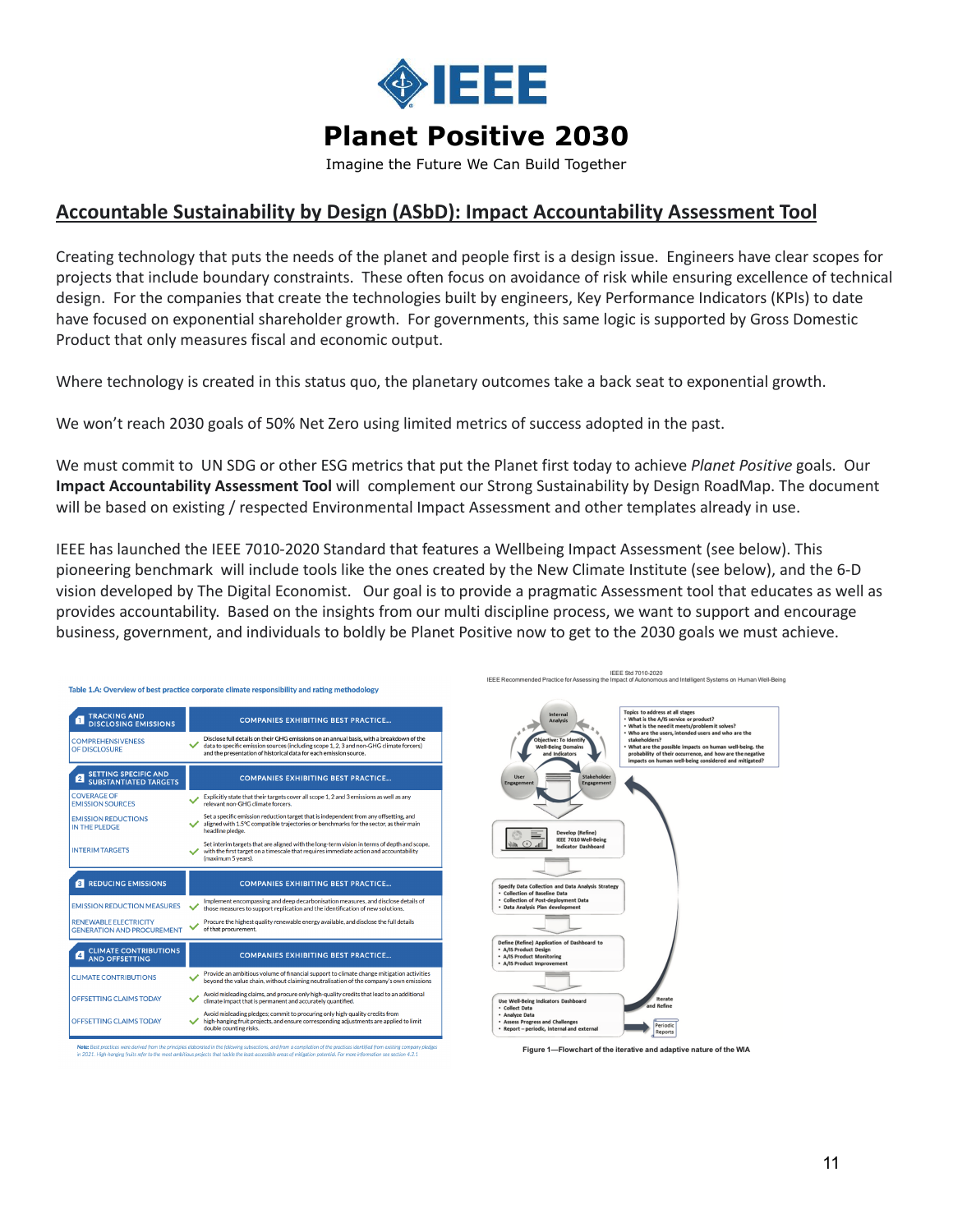# Planet Positive 2030

Imagine the Future We Can Build Together

## Accountable Sustainability by Design (ASbD): Impact Accountability Assessment Tool

Creating technology that puts the needs of the planet and people first is a design issue. Engineers have clear scopes for projects that include boundary constraints. These often focus on avoidance of risk while ensuring excellence of technical design. For the companies that create the technologies built by engineers, Key Performance Indicators (KPIs) to date have focused on exponential shareholder growth. For governments, this same logic is supported by Gross Domestic Product that only measures fiscal and economic output.

Where technology is created in this status quo, the planetary outcomes take a back seat to exponential growth.

We won't reach 2030 goals of 50% Net Zero using limited metrics of success adopted in the past.

We must commit to UN SDG or other ESG metrics that put the Planet first today to achieve *Planet Positive* goals. Our **Impact Accountability Assessment Tool** will complement our Strong Sustainability by Design RoadMap. The document will be based on existing / respected Environmental Impact Assessment and other templates already in use.

IEEE has launched the IEEE 7010-2020 Standard that features a Wellbeing Impact Assessment (see below). This pioneering benchmark will include tools like the ones created by the New Climate Institute (see below), and the 6-D vision developed by The Digital Economist. Our goal is to provide a pragmatic Assessment tool that educates as well as provides accountability. Based on the insights from our multi discipline process, we want to support and encourage business, government, and individuals to boldly be Planet Positive now to get to the 2030 goals we must achieve.

**Table 1.A: Overview of best practice corporate climate responsibility and rating methodology**

| | |
|---|---|
| **1 TRACKING AND DISCLOSING EMISSIONS** | **COMPANIES EXHIBITING BEST PRACTICE...** |
| COMPREHENSIVENESS OF DISCLOSURE | ✓ Disclose full details on their GHG emissions on an annual basis, with a breakdown of the data to specific emission sources (including scope 1, 2, 3 and non-GHG climate forcers) and the presentation of historical data for each emission source. |
| **2 SETTING SPECIFIC AND SUBSTANTIATED TARGETS** | **COMPANIES EXHIBITING BEST PRACTICE...** |
| COVERAGE OF EMISSION SOURCES | ✓ Explicitly state that their targets cover all scope 1, 2 and 3 emissions as well as any relevant non-GHG climate forcers. |
| EMISSION REDUCTIONS IN THE PLEDGE | ✓ Set a specific emission reduction target that is independent from any offsetting, and aligned with 1.5°C compatible trajectories or benchmarks for the sector, as their main headline pledge. |
| INTERIM TARGETS | ✓ Set interim targets that are aligned with the long-term vision in terms of depth and scope, with the first target on a timescale that requires immediate action and accountability (maximum 5 years). |
| **3 REDUCING EMISSIONS** | **COMPANIES EXHIBITING BEST PRACTICE...** |
| EMISSION REDUCTION MEASURES | ✓ Implement encompassing and deep decarbonisation measures, and disclose details of those measures to support replication and the identification of new solutions. |
| RENEWABLE ELECTRICITY GENERATION AND PROCUREMENT | ✓ Procure the highest quality renewable energy available, and disclose the full details of that procurement. |
| **4 CLIMATE CONTRIBUTIONS AND OFFSETTING** | **COMPANIES EXHIBITING BEST PRACTICE...** |
| CLIMATE CONTRIBUTIONS | ✓ Provide an ambitious volume of financial support to climate change mitigation activities beyond the value chain, without claiming neutralisation of the company's own emissions |
| OFFSETTING CLAIMS TODAY | ✓ Avoid misleading claims, and procure only high-quality credits that lead to an additional climate impact that is permanent and accurately quantified. |
| OFFSETTING CLAIMS TODAY | ✓ Avoid misleading pledges; commit to procuring only high-quality credits from high-hanging fruit projects, and ensure corresponding adjustments are applied to limit double counting risks. |

Note: Best practices were derived from the principles elaborated in the following subsections, and from a compilation of the practices identified from existing company pledges in 2021. High-hanging fruits refer to the most ambitious projects that tackle the least accessible areas of mitigation potential. For more information see section 4.2.1

IEEE Std 7010-2020
IEEE Recommended Practice for Assessing the Impact of Autonomous and Intelligent Systems on Human Well-Being

Internal Analysis
Objective: To identify Well-Being Domains and Indicators
User Engagement
Stakeholder Engagement

Topics to address at all stages
• What is the A/IS service or product?
• What is the need it meets/problem it solves?
• Who are the users, intended users and who are the stakeholders?
• What are the possible impacts on human well-being, the probability of their occurrence, and how are the negative impacts on human well-being considered and mitigated?

Develop (Refine) IEEE 7010 Well-Being Indicator Dashboard

Specify Data Collection and Data Analysis Strategy
• Collection of Baseline Data
• Collection of Post-deployment Data
• Data Analysis Plan development

Define (Refine) Application of Dashboard to
• A/IS Product Design
• A/IS Product Monitoring
• A/IS Product Improvement

Use Well-Being Indicators Dashboard
• Collect Data
• Analyze Data
• Assess Progress and Challenges
• Report – periodic, internal and external

Iterate and Refine

Periodic Reports

Figure 1—Flowchart of the iterative and adaptive nature of the WIA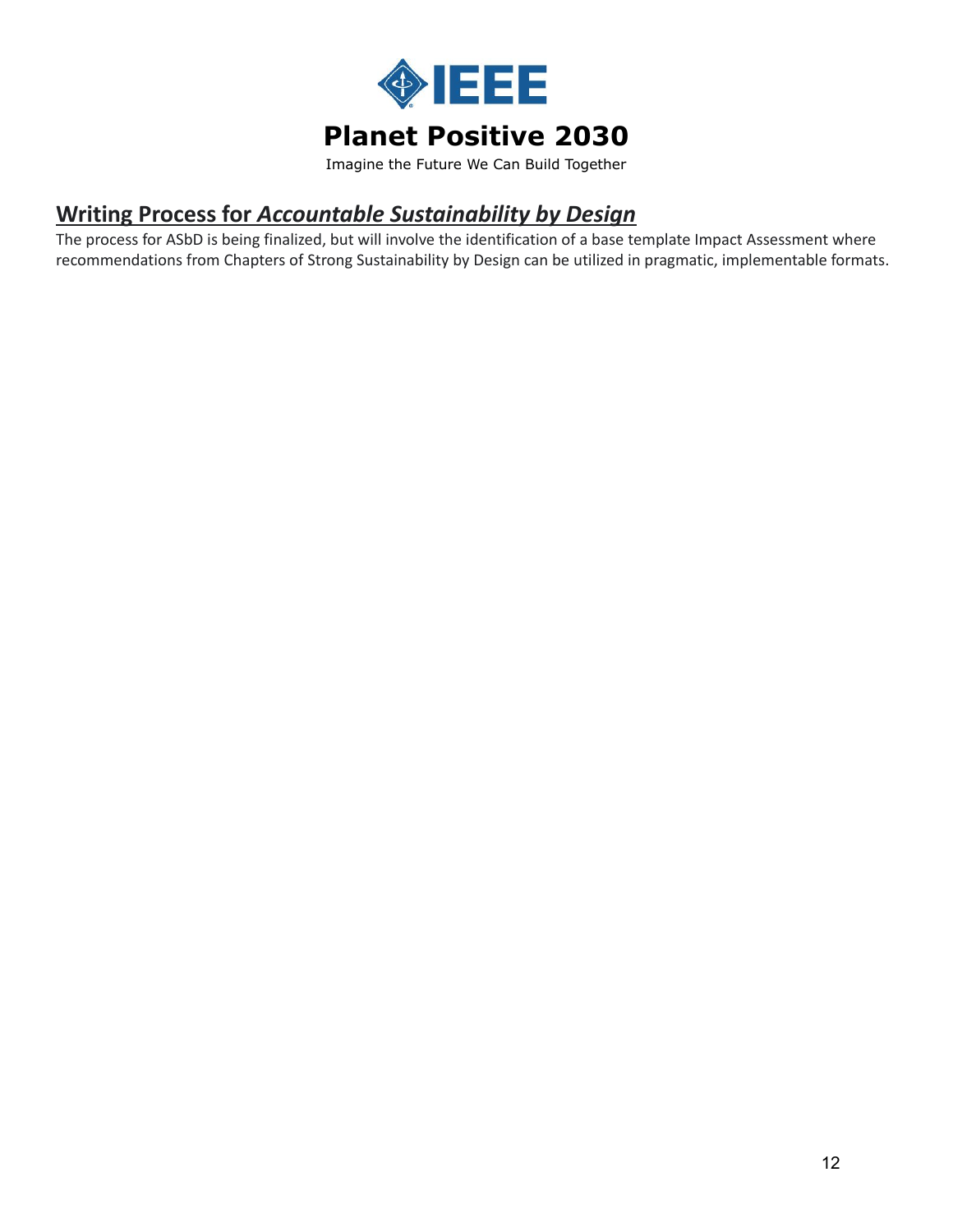## Writing Process for *Accountable Sustainability by Design*

The process for ASbD is being finalized, but will involve the identification of a base template Impact Assessment where recommendations from Chapters of Strong Sustainability by Design can be utilized in pragmatic, implementable formats.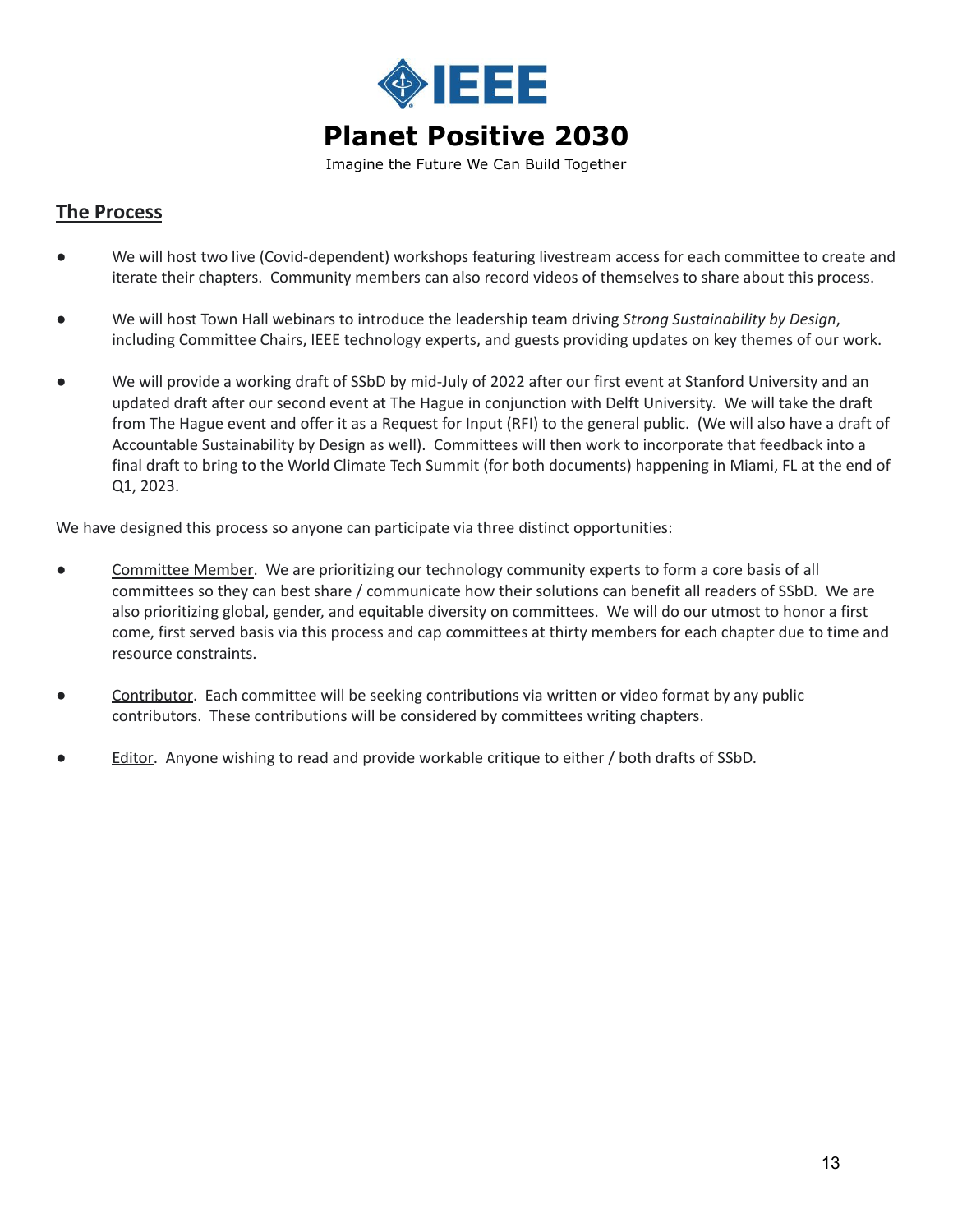## The Process

- We will host two live (Covid-dependent) workshops featuring livestream access for each committee to create and iterate their chapters. Community members can also record videos of themselves to share about this process.

- We will host Town Hall webinars to introduce the leadership team driving *Strong Sustainability by Design*, including Committee Chairs, IEEE technology experts, and guests providing updates on key themes of our work.

- We will provide a working draft of SSbD by mid-July of 2022 after our first event at Stanford University and an updated draft after our second event at The Hague in conjunction with Delft University. We will take the draft from The Hague event and offer it as a Request for Input (RFI) to the general public. (We will also have a draft of Accountable Sustainability by Design as well). Committees will then work to incorporate that feedback into a final draft to bring to the World Climate Tech Summit (for both documents) happening in Miami, FL at the end of Q1, 2023.

<u>We have designed this process so anyone can participate via three distinct opportunities</u>:

- <u>Committee Member</u>. We are prioritizing our technology community experts to form a core basis of all committees so they can best share / communicate how their solutions can benefit all readers of SSbD. We are also prioritizing global, gender, and equitable diversity on committees. We will do our utmost to honor a first come, first served basis via this process and cap committees at thirty members for each chapter due to time and resource constraints.

- <u>Contributor</u>. Each committee will be seeking contributions via written or video format by any public contributors. These contributions will be considered by committees writing chapters.

- <u>Editor</u>. Anyone wishing to read and provide workable critique to either / both drafts of SSbD.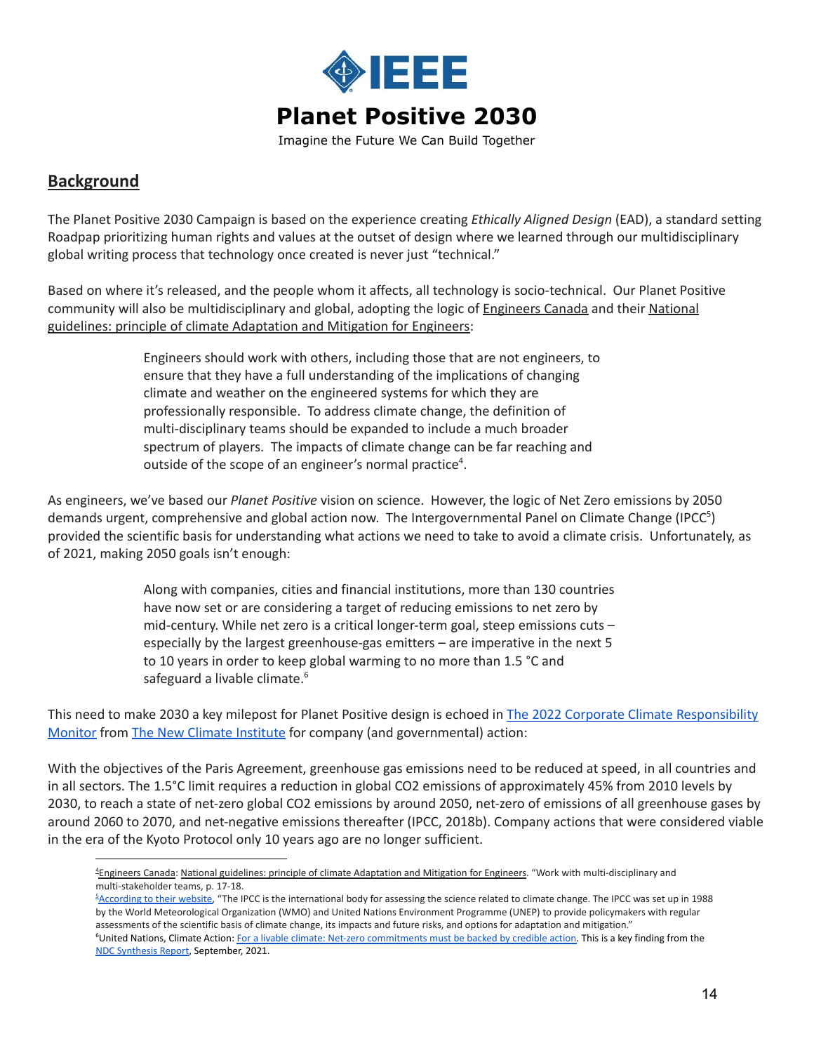IEEE

# Planet Positive 2030

Imagine the Future We Can Build Together

## Background

The Planet Positive 2030 Campaign is based on the experience creating *Ethically Aligned Design* (EAD), a standard setting Roadpap prioritizing human rights and values at the outset of design where we learned through our multidisciplinary global writing process that technology once created is never just "technical."

Based on where it's released, and the people whom it affects, all technology is socio-technical. Our Planet Positive community will also be multidisciplinary and global, adopting the logic of Engineers Canada and their National guidelines: principle of climate Adaptation and Mitigation for Engineers:

> Engineers should work with others, including those that are not engineers, to ensure that they have a full understanding of the implications of changing climate and weather on the engineered systems for which they are professionally responsible. To address climate change, the definition of multi-disciplinary teams should be expanded to include a much broader spectrum of players. The impacts of climate change can be far reaching and outside of the scope of an engineer's normal practice[4].

As engineers, we've based our *Planet Positive* vision on science. However, the logic of Net Zero emissions by 2050 demands urgent, comprehensive and global action now. The Intergovernmental Panel on Climate Change (IPCC[5]) provided the scientific basis for understanding what actions we need to take to avoid a climate crisis. Unfortunately, as of 2021, making 2050 goals isn't enough:

> Along with companies, cities and financial institutions, more than 130 countries have now set or are considering a target of reducing emissions to net zero by mid-century. While net zero is a critical longer-term goal, steep emissions cuts – especially by the largest greenhouse-gas emitters – are imperative in the next 5 to 10 years in order to keep global warming to no more than 1.5 °C and safeguard a livable climate.[6]

This need to make 2030 a key milepost for Planet Positive design is echoed in The 2022 Corporate Climate Responsibility Monitor from The New Climate Institute for company (and governmental) action:

With the objectives of the Paris Agreement, greenhouse gas emissions need to be reduced at speed, in all countries and in all sectors. The 1.5°C limit requires a reduction in global $CO_2$ emissions of approximately 45% from 2010 levels by 2030, to reach a state of net-zero global $CO_2$ emissions by around 2050, net-zero of emissions of all greenhouse gases by around 2060 to 2070, and net-negative emissions thereafter (IPCC, 2018b). Company actions that were considered viable in the era of the Kyoto Protocol only 10 years ago are no longer sufficient.

---

[4] Engineers Canada: National guidelines: principle of climate Adaptation and Mitigation for Engineers. "Work with multi-disciplinary and multi-stakeholder teams, p. 17-18.

[5] According to their website, "The IPCC is the international body for assessing the science related to climate change. The IPCC was set up in 1988 by the World Meteorological Organization (WMO) and United Nations Environment Programme (UNEP) to provide policymakers with regular assessments of the scientific basis of climate change, its impacts and future risks, and options for adaptation and mitigation."

[6] United Nations, Climate Action: For a livable climate: Net-zero commitments must be backed by credible action. This is a key finding from the NDC Synthesis Report, September, 2021.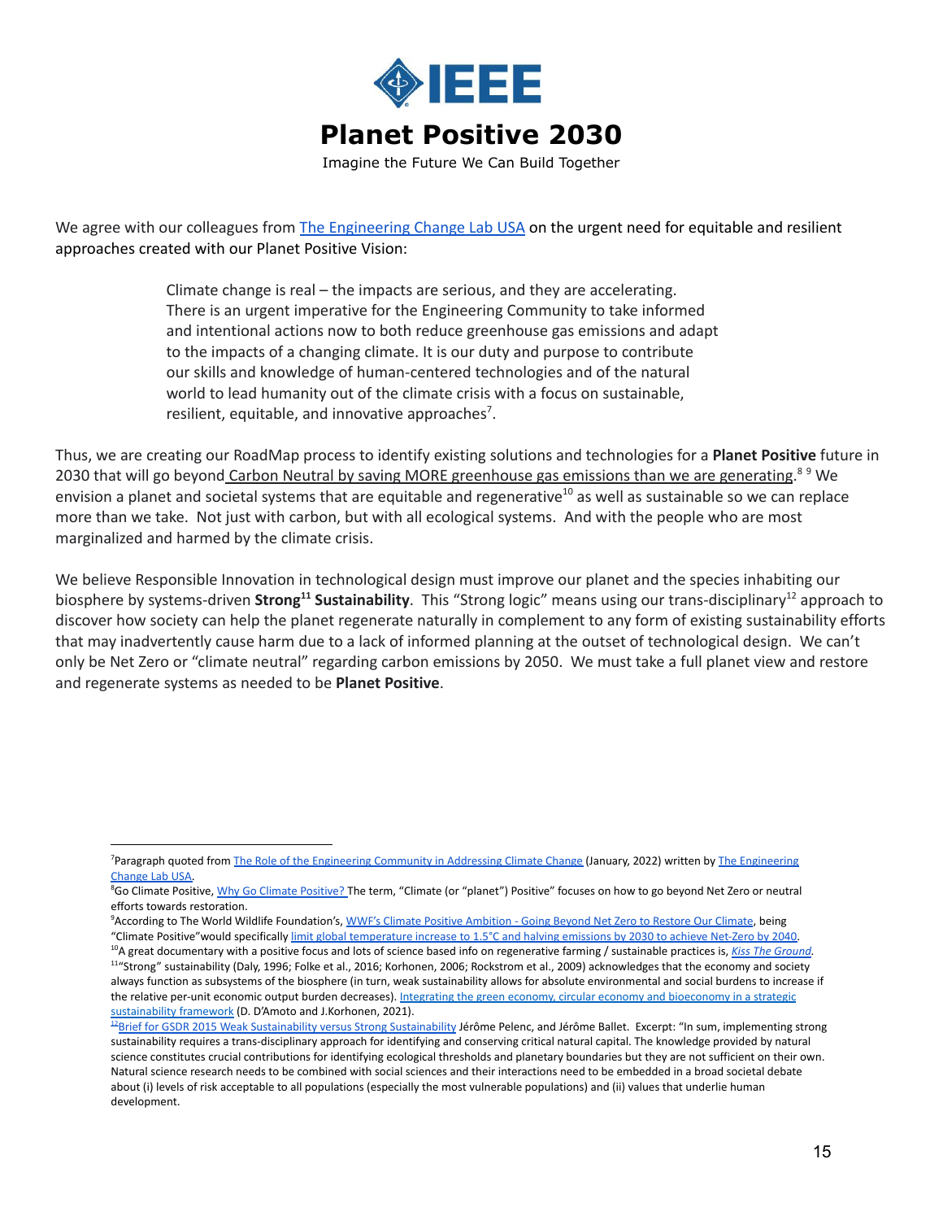# Planet Positive 2030

Imagine the Future We Can Build Together

We agree with our colleagues from The Engineering Change Lab USA on the urgent need for equitable and resilient approaches created with our Planet Positive Vision:

> Climate change is real – the impacts are serious, and they are accelerating. There is an urgent imperative for the Engineering Community to take informed and intentional actions now to both reduce greenhouse gas emissions and adapt to the impacts of a changing climate. It is our duty and purpose to contribute our skills and knowledge of human-centered technologies and of the natural world to lead humanity out of the climate crisis with a focus on sustainable, resilient, equitable, and innovative approaches[7].

Thus, we are creating our RoadMap process to identify existing solutions and technologies for a **Planet Positive** future in 2030 that will go beyond Carbon Neutral by saving MORE greenhouse gas emissions than we are generating.[8] [9] We envision a planet and societal systems that are equitable and regenerative[10] as well as sustainable so we can replace more than we take. Not just with carbon, but with all ecological systems. And with the people who are most marginalized and harmed by the climate crisis.

We believe Responsible Innovation in technological design must improve our planet and the species inhabiting our biosphere by systems-driven **Strong[11] Sustainability**. This "Strong logic" means using our trans-disciplinary[12] approach to discover how society can help the planet regenerate naturally in complement to any form of existing sustainability efforts that may inadvertently cause harm due to a lack of informed planning at the outset of technological design. We can't only be Net Zero or "climate neutral" regarding carbon emissions by 2050. We must take a full planet view and restore and regenerate systems as needed to be **Planet Positive**.

---

[7]Paragraph quoted from The Role of the Engineering Community in Addressing Climate Change (January, 2022) written by The Engineering Change Lab USA.

[8]Go Climate Positive, Why Go Climate Positive? The term, "Climate (or "planet") Positive" focuses on how to go beyond Net Zero or neutral efforts towards restoration.

[9]According to The World Wildlife Foundation's, WWF's Climate Positive Ambition - Going Beyond Net Zero to Restore Our Climate, being "Climate Positive"would specifically limit global temperature increase to 1.5°C and halving emissions by 2030 to achieve Net-Zero by 2040.

[10]A great documentary with a positive focus and lots of science based info on regenerative farming / sustainable practices is, *Kiss The Ground*.

[11]"Strong" sustainability (Daly, 1996; Folke et al., 2016; Korhonen, 2006; Rockstrom et al., 2009) acknowledges that the economy and society always function as subsystems of the biosphere (in turn, weak sustainability allows for absolute environmental and social burdens to increase if the relative per-unit economic output burden decreases). Integrating the green economy, circular economy and bioeconomy in a strategic sustainability framework (D. D'Amoto and J.Korhonen, 2021).

[12]Brief for GSDR 2015 Weak Sustainability versus Strong Sustainability Jérôme Pelenc, and Jérôme Ballet. Excerpt: "In sum, implementing strong sustainability requires a trans-disciplinary approach for identifying and conserving critical natural capital. The knowledge provided by natural science constitutes crucial contributions for identifying ecological thresholds and planetary boundaries but they are not sufficient on their own. Natural science research needs to be combined with social sciences and their interactions need to be embedded in a broad societal debate about (i) levels of risk acceptable to all populations (especially the most vulnerable populations) and (ii) values that underlie human development.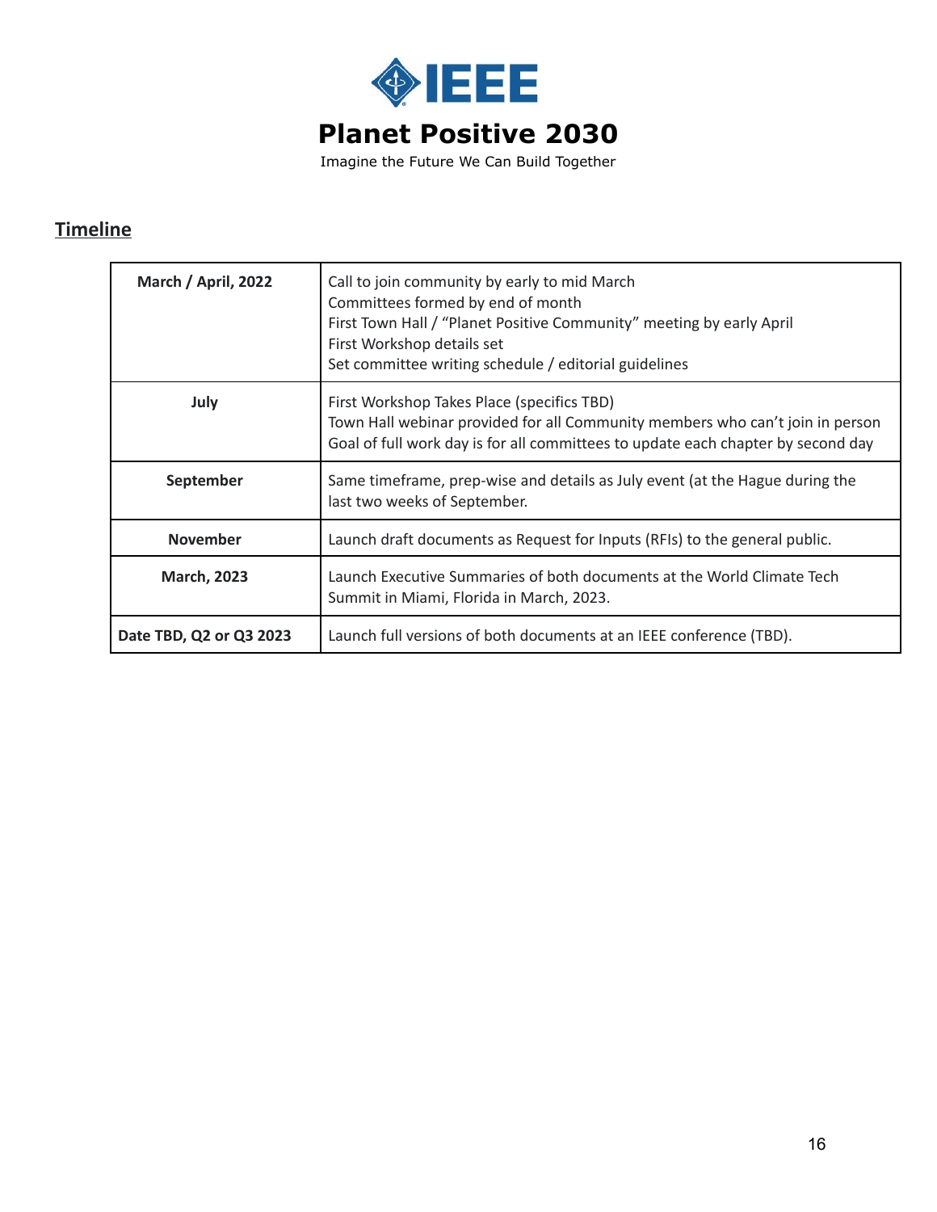# Planet Positive 2030

Imagine the Future We Can Build Together

## Timeline

| | |
|---|---|
| **March / April, 2022** | Call to join community by early to mid March<br>Committees formed by end of month<br>First Town Hall / "Planet Positive Community" meeting by early April<br>First Workshop details set<br>Set committee writing schedule / editorial guidelines |
| **July** | First Workshop Takes Place (specifics TBD)<br>Town Hall webinar provided for all Community members who can't join in person<br>Goal of full work day is for all committees to update each chapter by second day |
| **September** | Same timeframe, prep-wise and details as July event (at the Hague during the last two weeks of September. |
| **November** | Launch draft documents as Request for Inputs (RFIs) to the general public. |
| **March, 2023** | Launch Executive Summaries of both documents at the World Climate Tech Summit in Miami, Florida in March, 2023. |
| **Date TBD, Q2 or Q3 2023** | Launch full versions of both documents at an IEEE conference (TBD). |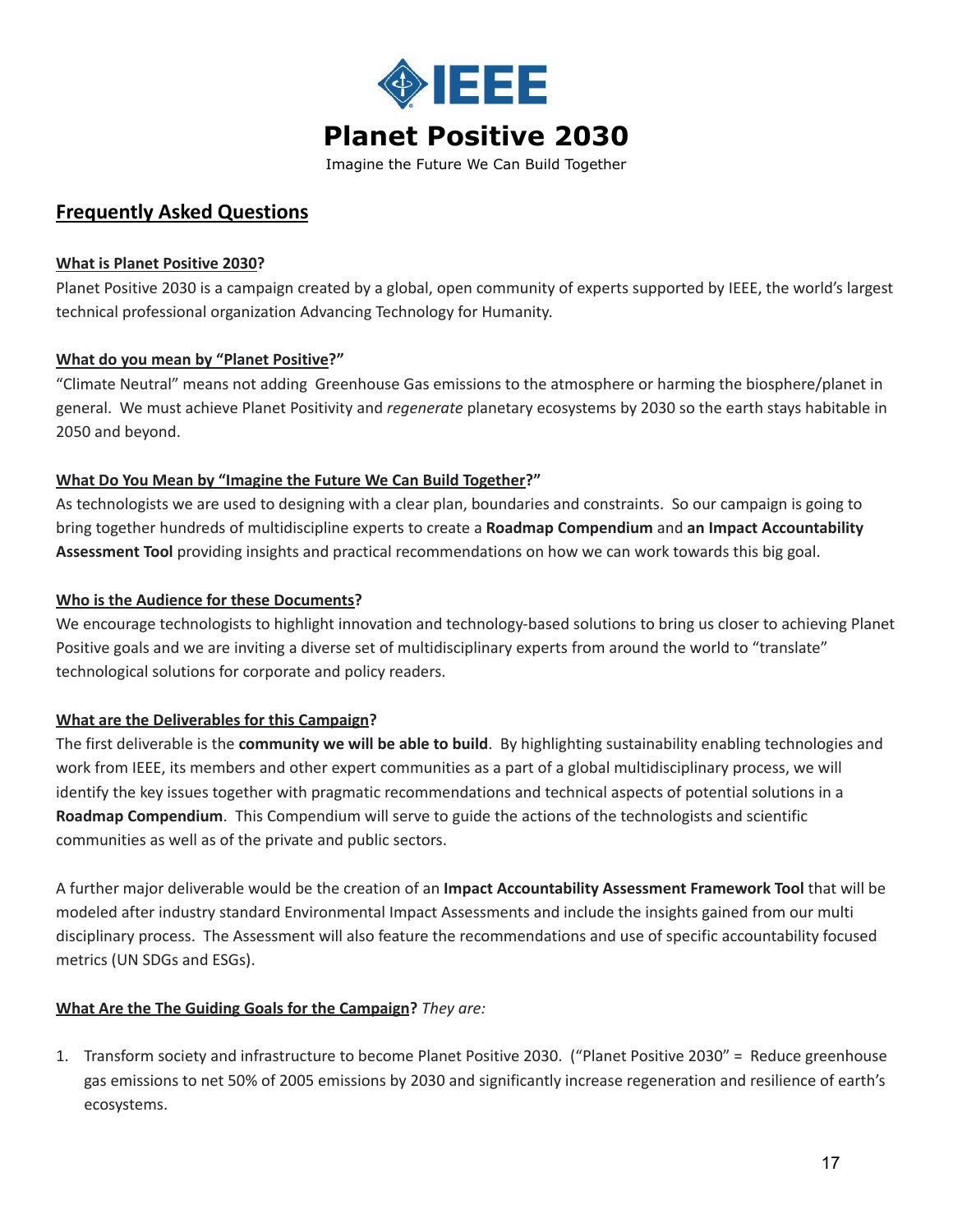# Planet Positive 2030

Imagine the Future We Can Build Together

## Frequently Asked Questions

### What is Planet Positive 2030?

Planet Positive 2030 is a campaign created by a global, open community of experts supported by IEEE, the world's largest technical professional organization Advancing Technology for Humanity.

### What do you mean by "Planet Positive?"

"Climate Neutral" means not adding Greenhouse Gas emissions to the atmosphere or harming the biosphere/planet in general. We must achieve Planet Positivity and *regenerate* planetary ecosystems by 2030 so the earth stays habitable in 2050 and beyond.

### What Do You Mean by "Imagine the Future We Can Build Together?"

As technologists we are used to designing with a clear plan, boundaries and constraints. So our campaign is going to bring together hundreds of multidiscipline experts to create a **Roadmap Compendium** and **an Impact Accountability Assessment Tool** providing insights and practical recommendations on how we can work towards this big goal.

### Who is the Audience for these Documents?

We encourage technologists to highlight innovation and technology-based solutions to bring us closer to achieving Planet Positive goals and we are inviting a diverse set of multidisciplinary experts from around the world to "translate" technological solutions for corporate and policy readers.

### What are the Deliverables for this Campaign?

The first deliverable is the **community we will be able to build**. By highlighting sustainability enabling technologies and work from IEEE, its members and other expert communities as a part of a global multidisciplinary process, we will identify the key issues together with pragmatic recommendations and technical aspects of potential solutions in a **Roadmap Compendium**. This Compendium will serve to guide the actions of the technologists and scientific communities as well as of the private and public sectors.

A further major deliverable would be the creation of an **Impact Accountability Assessment Framework Tool** that will be modeled after industry standard Environmental Impact Assessments and include the insights gained from our multi disciplinary process. The Assessment will also feature the recommendations and use of specific accountability focused metrics (UN SDGs and ESGs).

**What Are the The Guiding Goals for the Campaign?** *They are:*

1. Transform society and infrastructure to become Planet Positive 2030. ("Planet Positive 2030" = Reduce greenhouse gas emissions to net 50% of 2005 emissions by 2030 and significantly increase regeneration and resilience of earth's ecosystems.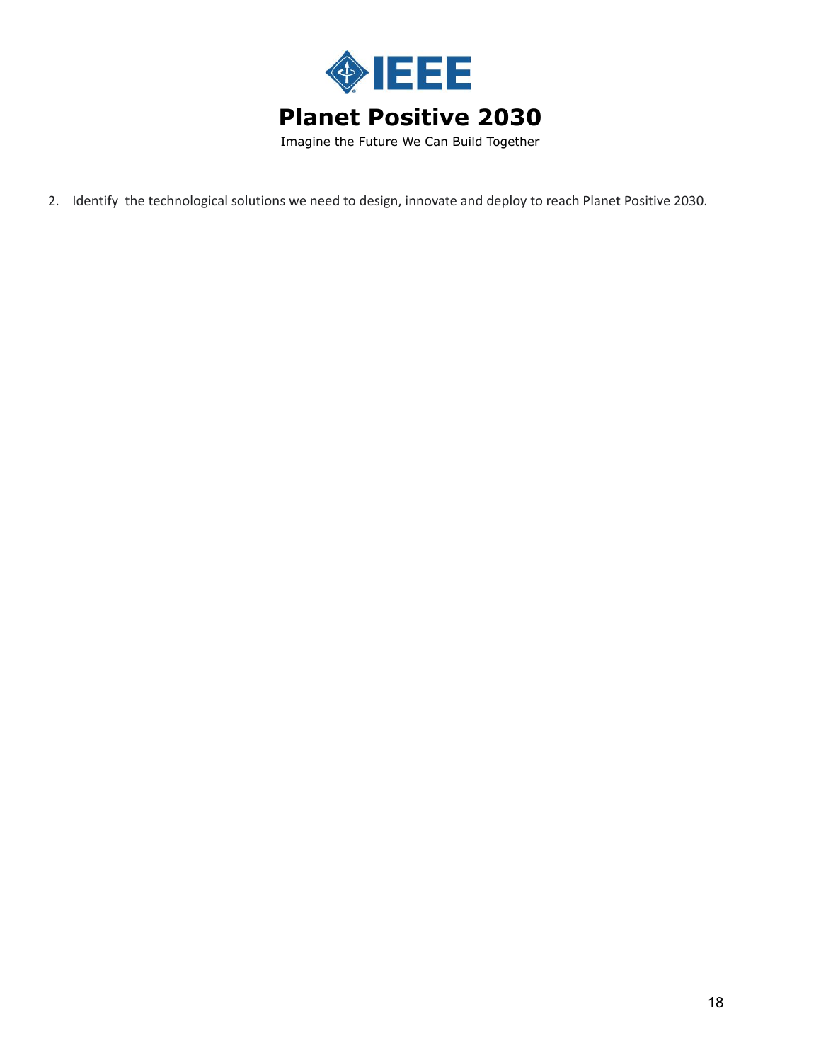# IEEE

## Planet Positive 2030

Imagine the Future We Can Build Together

2. Identify the technological solutions we need to design, innovate and deploy to reach Planet Positive 2030.